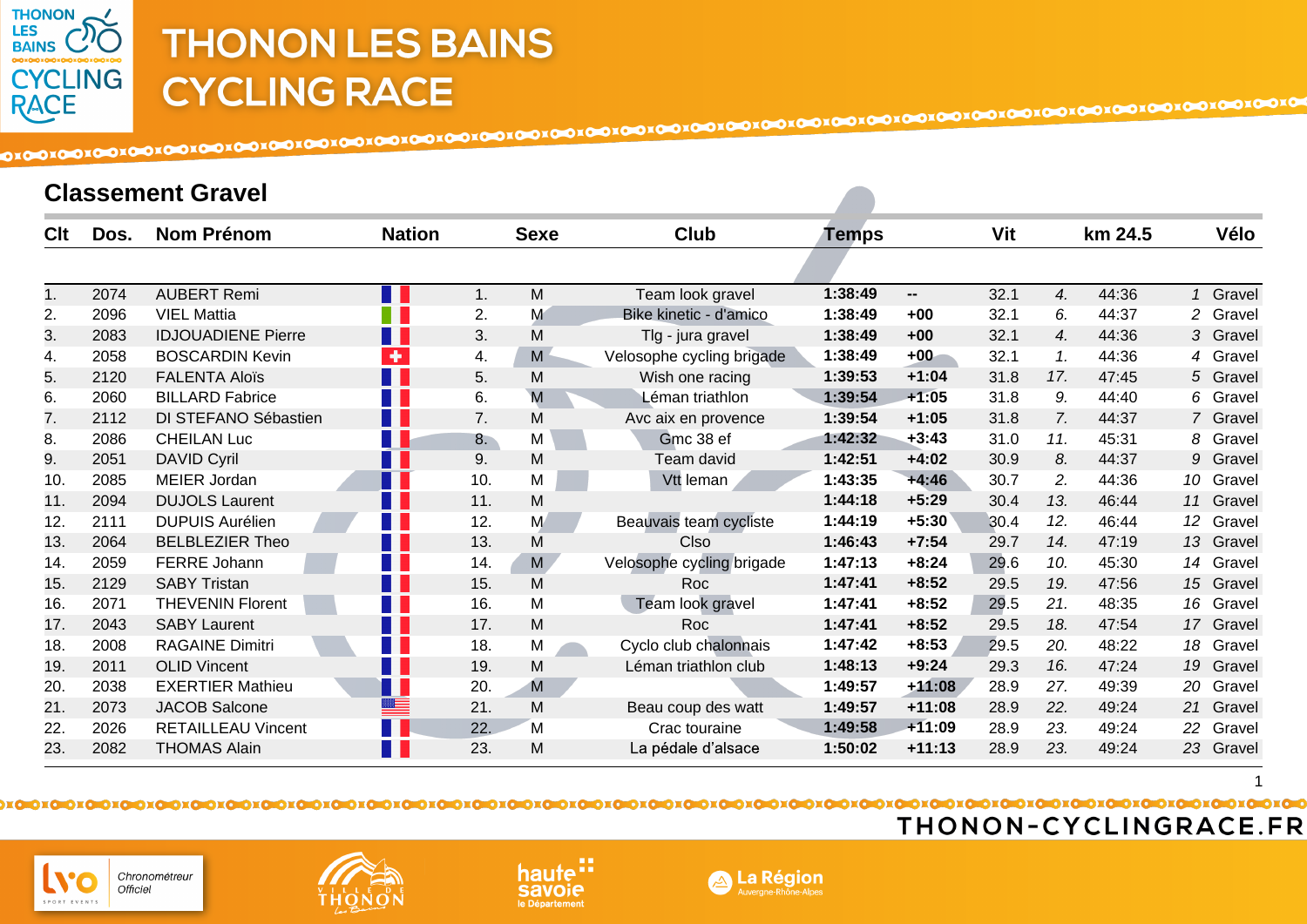# THONON LES BAINS CYCLING RACE

## Classement Gravel

| Clt | Dos. | Nom Prénom | Nation | | Sexe | Club | Temps | | Vit | | km 24.5 | | Vélo |
|---|---|---|---|---|---|---|---|---|---|---|---|---|---|
| 1. | 2074 | AUBERT Remi | | 1. | M | Team look gravel | 1:38:49 | -- | 32.1 | 4. | 44:36 | 1 | Gravel |
| 2. | 2096 | VIEL Mattia | | 2. | M | Bike kinetic - d'amico | 1:38:49 | +00 | 32.1 | 6. | 44:37 | 2 | Gravel |
| 3. | 2083 | IDJOUADIENE Pierre | | 3. | M | Tlg - jura gravel | 1:38:49 | +00 | 32.1 | 4. | 44:36 | 3 | Gravel |
| 4. | 2058 | BOSCARDIN Kevin | | 4. | M | Velosophe cycling brigade | 1:38:49 | +00 | 32.1 | 1. | 44:36 | 4 | Gravel |
| 5. | 2120 | FALENTA Aloïs | | 5. | M | Wish one racing | 1:39:53 | +1:04 | 31.8 | 17. | 47:45 | 5 | Gravel |
| 6. | 2060 | BILLARD Fabrice | | 6. | M | Léman triathlon | 1:39:54 | +1:05 | 31.8 | 9. | 44:40 | 6 | Gravel |
| 7. | 2112 | DI STEFANO Sébastien | | 7. | M | Avc aix en provence | 1:39:54 | +1:05 | 31.8 | 7. | 44:37 | 7 | Gravel |
| 8. | 2086 | CHEILAN Luc | | 8. | M | Gmc 38 ef | 1:42:32 | +3:43 | 31.0 | 11. | 45:31 | 8 | Gravel |
| 9. | 2051 | DAVID Cyril | | 9. | M | Team david | 1:42:51 | +4:02 | 30.9 | 8. | 44:37 | 9 | Gravel |
| 10. | 2085 | MEIER Jordan | | 10. | M | Vtt leman | 1:43:35 | +4:46 | 30.7 | 2. | 44:36 | 10 | Gravel |
| 11. | 2094 | DUJOLS Laurent | | 11. | M | | 1:44:18 | +5:29 | 30.4 | 13. | 46:44 | 11 | Gravel |
| 12. | 2111 | DUPUIS Aurélien | | 12. | M | Beauvais team cycliste | 1:44:19 | +5:30 | 30.4 | 12. | 46:44 | 12 | Gravel |
| 13. | 2064 | BELBLEZIER Theo | | 13. | M | Clso | 1:46:43 | +7:54 | 29.7 | 14. | 47:19 | 13 | Gravel |
| 14. | 2059 | FERRE Johann | | 14. | M | Velosophe cycling brigade | 1:47:13 | +8:24 | 29.6 | 10. | 45:30 | 14 | Gravel |
| 15. | 2129 | SABY Tristan | | 15. | M | Roc | 1:47:41 | +8:52 | 29.5 | 19. | 47:56 | 15 | Gravel |
| 16. | 2071 | THEVENIN Florent | | 16. | M | Team look gravel | 1:47:41 | +8:52 | 29.5 | 21. | 48:35 | 16 | Gravel |
| 17. | 2043 | SABY Laurent | | 17. | M | Roc | 1:47:41 | +8:52 | 29.5 | 18. | 47:54 | 17 | Gravel |
| 18. | 2008 | RAGAINE Dimitri | | 18. | M | Cyclo club chalonnais | 1:47:42 | +8:53 | 29.5 | 20. | 48:22 | 18 | Gravel |
| 19. | 2011 | OLID Vincent | | 19. | M | Léman triathlon club | 1:48:13 | +9:24 | 29.3 | 16. | 47:24 | 19 | Gravel |
| 20. | 2038 | EXERTIER Mathieu | | 20. | M | | 1:49:57 | +11:08 | 28.9 | 27. | 49:39 | 20 | Gravel |
| 21. | 2073 | JACOB Salcone | | 21. | M | Beau coup des watt | 1:49:57 | +11:08 | 28.9 | 22. | 49:24 | 21 | Gravel |
| 22. | 2026 | RETAILLEAU Vincent | | 22. | M | Crac touraine | 1:49:58 | +11:09 | 28.9 | 23. | 49:24 | 22 | Gravel |
| 23. | 2082 | THOMAS Alain | | 23. | M | La pédale d'alsace | 1:50:02 | +11:13 | 28.9 | 23. | 49:24 | 23 | Gravel |

THONON-CYCLINGRACE.FR

Chronométreur Officiel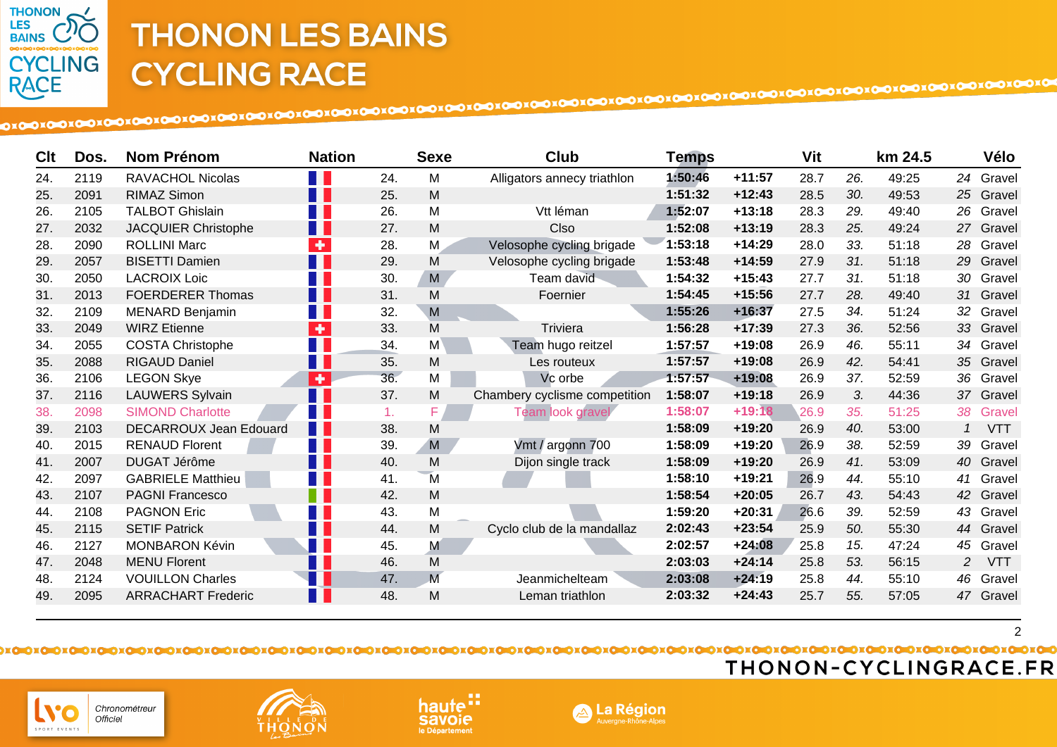# THONON LES BAINS CYCLING RACE

| Clt | Dos. | Nom Prénom | Nation | | Sexe | Club | Temps | | Vit | | km 24.5 | | Vélo |
|---|---|---|---|---|---|---|---|---|---|---|---|---|---|
| 24. | 2119 | RAVACHOL Nicolas | FRA | 24. | M | Alligators annecy triathlon | 1:50:46 | +11:57 | 28.7 | 26. | 49:25 | 24 | Gravel |
| 25. | 2091 | RIMAZ Simon | FRA | 25. | M | | 1:51:32 | +12:43 | 28.5 | 30. | 49:53 | 25 | Gravel |
| 26. | 2105 | TALBOT Ghislain | FRA | 26. | M | Vtt léman | 1:52:07 | +13:18 | 28.3 | 29. | 49:40 | 26 | Gravel |
| 27. | 2032 | JACQUIER Christophe | FRA | 27. | M | Clso | 1:52:08 | +13:19 | 28.3 | 25. | 49:24 | 27 | Gravel |
| 28. | 2090 | ROLLINI Marc | SUI | 28. | M | Velosophe cycling brigade | 1:53:18 | +14:29 | 28.0 | 33. | 51:18 | 28 | Gravel |
| 29. | 2057 | BISETTI Damien | FRA | 29. | M | Velosophe cycling brigade | 1:53:48 | +14:59 | 27.9 | 31. | 51:18 | 29 | Gravel |
| 30. | 2050 | LACROIX Loic | FRA | 30. | M | Team david | 1:54:32 | +15:43 | 27.7 | 31. | 51:18 | 30 | Gravel |
| 31. | 2013 | FOERDERER Thomas | FRA | 31. | M | Foernier | 1:54:45 | +15:56 | 27.7 | 28. | 49:40 | 31 | Gravel |
| 32. | 2109 | MENARD Benjamin | FRA | 32. | M | | 1:55:26 | +16:37 | 27.5 | 34. | 51:24 | 32 | Gravel |
| 33. | 2049 | WIRZ Etienne | SUI | 33. | M | Triviera | 1:56:28 | +17:39 | 27.3 | 36. | 52:56 | 33 | Gravel |
| 34. | 2055 | COSTA Christophe | FRA | 34. | M | Team hugo reitzel | 1:57:57 | +19:08 | 26.9 | 46. | 55:11 | 34 | Gravel |
| 35. | 2088 | RIGAUD Daniel | FRA | 35. | M | Les routeux | 1:57:57 | +19:08 | 26.9 | 42. | 54:41 | 35 | Gravel |
| 36. | 2106 | LEGON Skye | SUI | 36. | M | Vc orbe | 1:57:57 | +19:08 | 26.9 | 37. | 52:59 | 36 | Gravel |
| 37. | 2116 | LAUWERS Sylvain | FRA | 37. | M | Chambery cyclisme competition | 1:58:07 | +19:18 | 26.9 | 3. | 44:36 | 37 | Gravel |
| 38. | 2098 | SIMOND Charlotte | FRA | 1. | F | Team look gravel | 1:58:07 | +19:18 | 26.9 | 35. | 51:25 | 38 | Gravel |
| 39. | 2103 | DECARROUX Jean Edouard | FRA | 38. | M | | 1:58:09 | +19:20 | 26.9 | 40. | 53:00 | 1 | VTT |
| 40. | 2015 | RENAUD Florent | FRA | 39. | M | Vmt / argonn 700 | 1:58:09 | +19:20 | 26.9 | 38. | 52:59 | 39 | Gravel |
| 41. | 2007 | DUGAT Jérôme | FRA | 40. | M | Dijon single track | 1:58:09 | +19:20 | 26.9 | 41. | 53:09 | 40 | Gravel |
| 42. | 2097 | GABRIELE Matthieu | FRA | 41. | M | | 1:58:10 | +19:21 | 26.9 | 44. | 55:10 | 41 | Gravel |
| 43. | 2107 | PAGNI Francesco | ITA | 42. | M | | 1:58:54 | +20:05 | 26.7 | 43. | 54:43 | 42 | Gravel |
| 44. | 2108 | PAGNON Eric | FRA | 43. | M | | 1:59:20 | +20:31 | 26.6 | 39. | 52:59 | 43 | Gravel |
| 45. | 2115 | SETIF Patrick | FRA | 44. | M | Cyclo club de la mandallaz | 2:02:43 | +23:54 | 25.9 | 50. | 55:30 | 44 | Gravel |
| 46. | 2127 | MONBARON Kévin | FRA | 45. | M | | 2:02:57 | +24:08 | 25.8 | 15. | 47:24 | 45 | Gravel |
| 47. | 2048 | MENU Florent | FRA | 46. | M | | 2:03:03 | +24:14 | 25.8 | 53. | 56:15 | 2 | VTT |
| 48. | 2124 | VOUILLON Charles | FRA | 47. | M | Jeanmichelteam | 2:03:08 | +24:19 | 25.8 | 44. | 55:10 | 46 | Gravel |
| 49. | 2095 | ARRACHART Frederic | FRA | 48. | M | Leman triathlon | 2:03:32 | +24:43 | 25.7 | 55. | 57:05 | 47 | Gravel |

THONON-CYCLINGRACE.FR

Chronométreur Officiel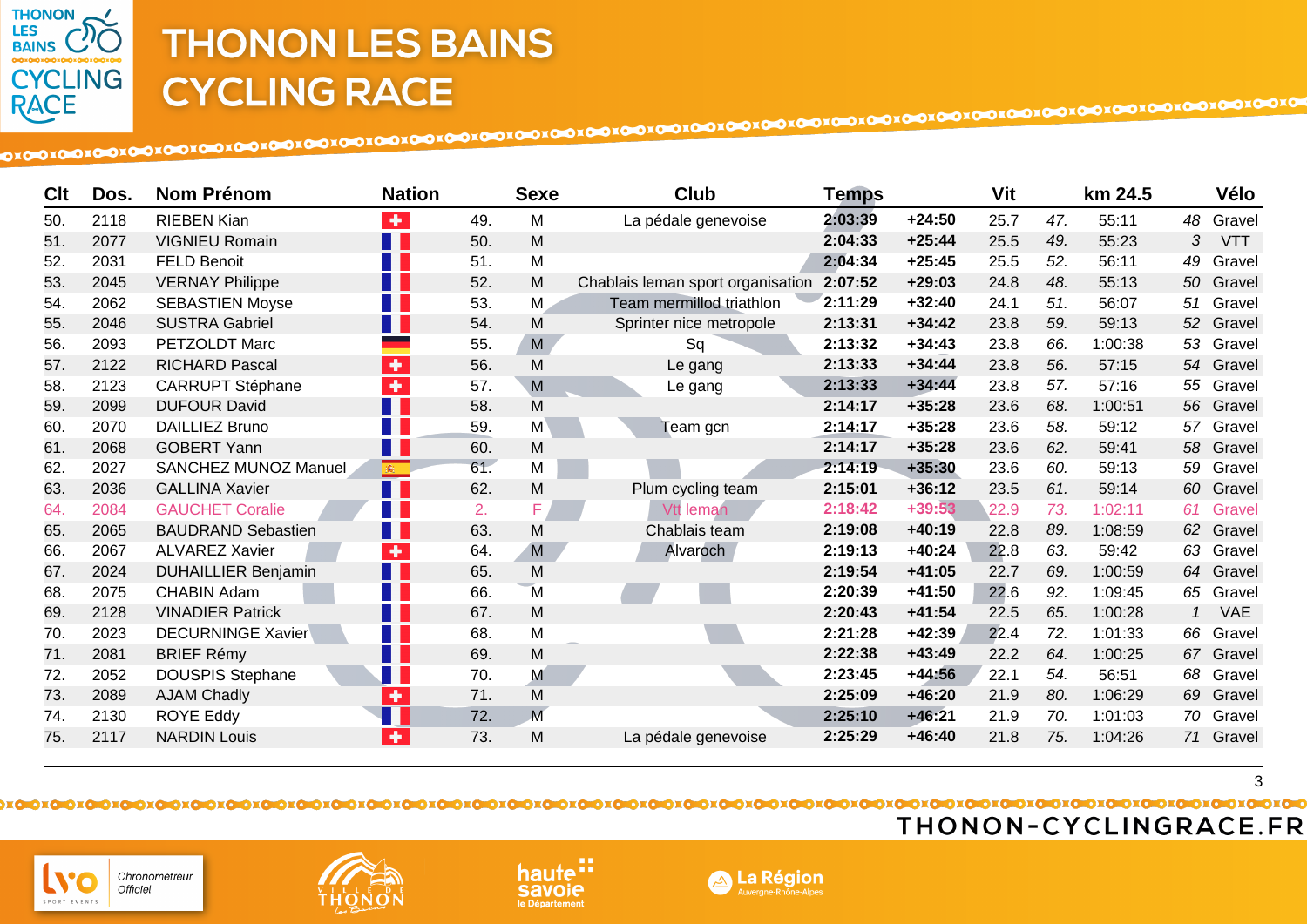# THONON LES BAINS CYCLING RACE

| Clt | Dos. | Nom Prénom | Nation | | Sexe | Club | Temps | | Vit | | km 24.5 | | Vélo |
|---|---|---|---|---|---|---|---|---|---|---|---|---|---|
| 50. | 2118 | RIEBEN Kian | | 49. | M | La pédale genevoise | 2:03:39 | +24:50 | 25.7 | 47. | 55:11 | 48 | Gravel |
| 51. | 2077 | VIGNIEU Romain | | 50. | M | | 2:04:33 | +25:44 | 25.5 | 49. | 55:23 | 3 | VTT |
| 52. | 2031 | FELD Benoit | | 51. | M | | 2:04:34 | +25:45 | 25.5 | 52. | 56:11 | 49 | Gravel |
| 53. | 2045 | VERNAY Philippe | | 52. | M | Chablais leman sport organisation | 2:07:52 | +29:03 | 24.8 | 48. | 55:13 | 50 | Gravel |
| 54. | 2062 | SEBASTIEN Moyse | | 53. | M | Team mermillod triathlon | 2:11:29 | +32:40 | 24.1 | 51. | 56:07 | 51 | Gravel |
| 55. | 2046 | SUSTRA Gabriel | | 54. | M | Sprinter nice metropole | 2:13:31 | +34:42 | 23.8 | 59. | 59:13 | 52 | Gravel |
| 56. | 2093 | PETZOLDT Marc | | 55. | M | Sq | 2:13:32 | +34:43 | 23.8 | 66. | 1:00:38 | 53 | Gravel |
| 57. | 2122 | RICHARD Pascal | | 56. | M | Le gang | 2:13:33 | +34:44 | 23.8 | 56. | 57:15 | 54 | Gravel |
| 58. | 2123 | CARRUPT Stéphane | | 57. | M | Le gang | 2:13:33 | +34:44 | 23.8 | 57. | 57:16 | 55 | Gravel |
| 59. | 2099 | DUFOUR David | | 58. | M | | 2:14:17 | +35:28 | 23.6 | 68. | 1:00:51 | 56 | Gravel |
| 60. | 2070 | DAILLIEZ Bruno | | 59. | M | Team gcn | 2:14:17 | +35:28 | 23.6 | 58. | 59:12 | 57 | Gravel |
| 61. | 2068 | GOBERT Yann | | 60. | M | | 2:14:17 | +35:28 | 23.6 | 62. | 59:41 | 58 | Gravel |
| 62. | 2027 | SANCHEZ MUNOZ Manuel | | 61. | M | | 2:14:19 | +35:30 | 23.6 | 60. | 59:13 | 59 | Gravel |
| 63. | 2036 | GALLINA Xavier | | 62. | M | Plum cycling team | 2:15:01 | +36:12 | 23.5 | 61. | 59:14 | 60 | Gravel |
| 64. | 2084 | GAUCHET Coralie | | 2. | F | Vtt leman | 2:18:42 | +39:53 | 22.9 | 73. | 1:02:11 | 61 | Gravel |
| 65. | 2065 | BAUDRAND Sebastien | | 63. | M | Chablais team | 2:19:08 | +40:19 | 22.8 | 89. | 1:08:59 | 62 | Gravel |
| 66. | 2067 | ALVAREZ Xavier | | 64. | M | Alvaroch | 2:19:13 | +40:24 | 22.8 | 63. | 59:42 | 63 | Gravel |
| 67. | 2024 | DUHAILLIER Benjamin | | 65. | M | | 2:19:54 | +41:05 | 22.7 | 69. | 1:00:59 | 64 | Gravel |
| 68. | 2075 | CHABIN Adam | | 66. | M | | 2:20:39 | +41:50 | 22.6 | 92. | 1:09:45 | 65 | Gravel |
| 69. | 2128 | VINADIER Patrick | | 67. | M | | 2:20:43 | +41:54 | 22.5 | 65. | 1:00:28 | 1 | VAE |
| 70. | 2023 | DECURNINGE Xavier | | 68. | M | | 2:21:28 | +42:39 | 22.4 | 72. | 1:01:33 | 66 | Gravel |
| 71. | 2081 | BRIEF Rémy | | 69. | M | | 2:22:38 | +43:49 | 22.2 | 64. | 1:00:25 | 67 | Gravel |
| 72. | 2052 | DOUSPIS Stephane | | 70. | M | | 2:23:45 | +44:56 | 22.1 | 54. | 56:51 | 68 | Gravel |
| 73. | 2089 | AJAM Chadly | | 71. | M | | 2:25:09 | +46:20 | 21.9 | 80. | 1:06:29 | 69 | Gravel |
| 74. | 2130 | ROYE Eddy | | 72. | M | | 2:25:10 | +46:21 | 21.9 | 70. | 1:01:03 | 70 | Gravel |
| 75. | 2117 | NARDIN Louis | | 73. | M | La pédale genevoise | 2:25:29 | +46:40 | 21.8 | 75. | 1:04:26 | 71 | Gravel |

THONON-CYCLINGRACE.FR

Chronométreur Officiel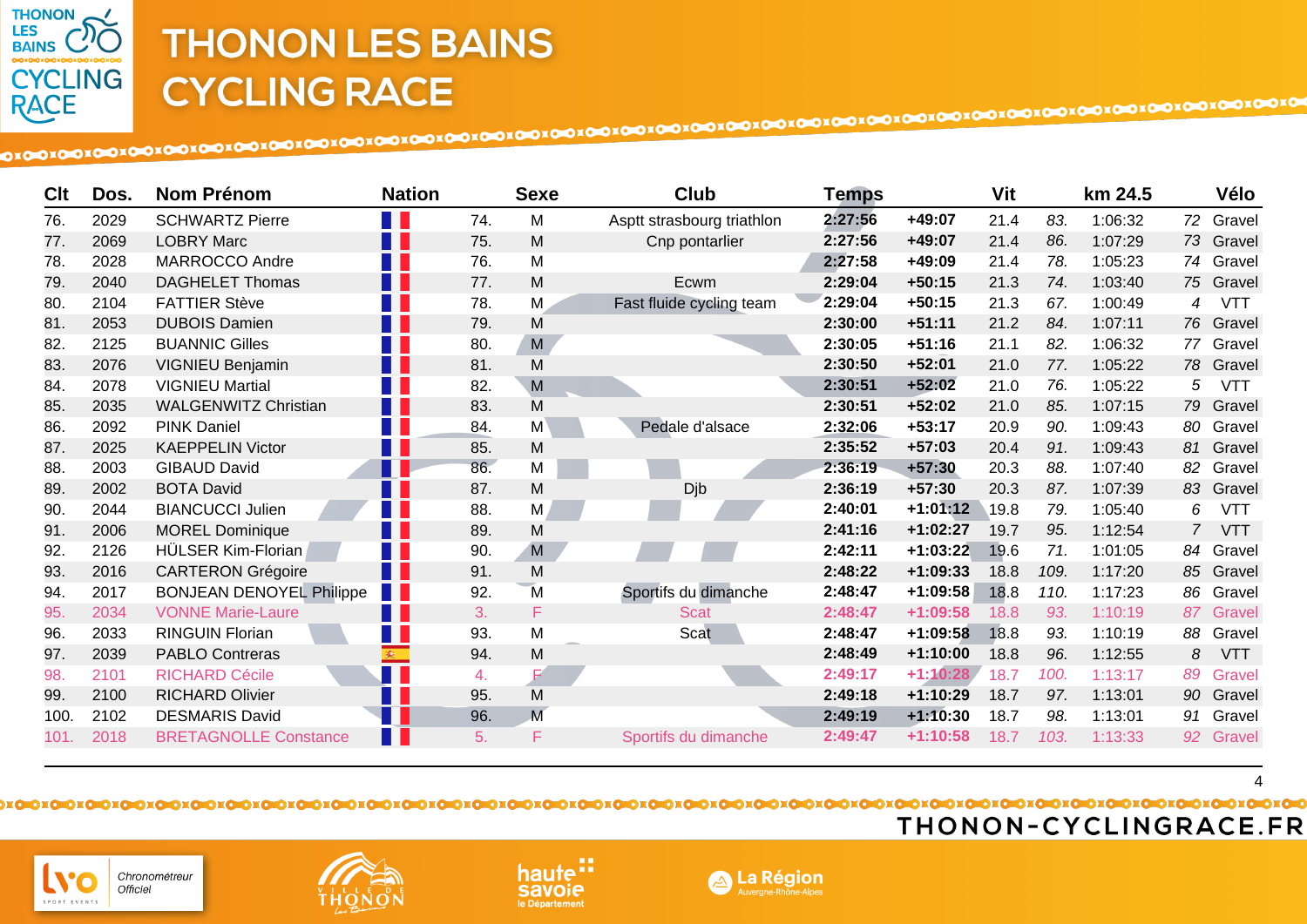# THONON LES BAINS CYCLING RACE

| Clt | Dos. | Nom Prénom | Nation | | Sexe | Club | Temps | | Vit | | km 24.5 | | Vélo |
|---|---|---|---|---|---|---|---|---|---|---|---|---|---|
| 76. | 2029 | SCHWARTZ Pierre | | 74. | M | Asptt strasbourg triathlon | 2:27:56 | +49:07 | 21.4 | 83. | 1:06:32 | 72 | Gravel |
| 77. | 2069 | LOBRY Marc | | 75. | M | Cnp pontarlier | 2:27:56 | +49:07 | 21.4 | 86. | 1:07:29 | 73 | Gravel |
| 78. | 2028 | MARROCCO Andre | | 76. | M | | 2:27:58 | +49:09 | 21.4 | 78. | 1:05:23 | 74 | Gravel |
| 79. | 2040 | DAGHELET Thomas | | 77. | M | Ecwm | 2:29:04 | +50:15 | 21.3 | 74. | 1:03:40 | 75 | Gravel |
| 80. | 2104 | FATTIER Stève | | 78. | M | Fast fluide cycling team | 2:29:04 | +50:15 | 21.3 | 67. | 1:00:49 | 4 | VTT |
| 81. | 2053 | DUBOIS Damien | | 79. | M | | 2:30:00 | +51:11 | 21.2 | 84. | 1:07:11 | 76 | Gravel |
| 82. | 2125 | BUANNIC Gilles | | 80. | M | | 2:30:05 | +51:16 | 21.1 | 82. | 1:06:32 | 77 | Gravel |
| 83. | 2076 | VIGNIEU Benjamin | | 81. | M | | 2:30:50 | +52:01 | 21.0 | 77. | 1:05:22 | 78 | Gravel |
| 84. | 2078 | VIGNIEU Martial | | 82. | M | | 2:30:51 | +52:02 | 21.0 | 76. | 1:05:22 | 5 | VTT |
| 85. | 2035 | WALGENWITZ Christian | | 83. | M | | 2:30:51 | +52:02 | 21.0 | 85. | 1:07:15 | 79 | Gravel |
| 86. | 2092 | PINK Daniel | | 84. | M | Pedale d'alsace | 2:32:06 | +53:17 | 20.9 | 90. | 1:09:43 | 80 | Gravel |
| 87. | 2025 | KAEPPELIN Victor | | 85. | M | | 2:35:52 | +57:03 | 20.4 | 91. | 1:09:43 | 81 | Gravel |
| 88. | 2003 | GIBAUD David | | 86. | M | | 2:36:19 | +57:30 | 20.3 | 88. | 1:07:40 | 82 | Gravel |
| 89. | 2002 | BOTA David | | 87. | M | Djb | 2:36:19 | +57:30 | 20.3 | 87. | 1:07:39 | 83 | Gravel |
| 90. | 2044 | BIANCUCCI Julien | | 88. | M | | 2:40:01 | +1:01:12 | 19.8 | 79. | 1:05:40 | 6 | VTT |
| 91. | 2006 | MOREL Dominique | | 89. | M | | 2:41:16 | +1:02:27 | 19.7 | 95. | 1:12:54 | 7 | VTT |
| 92. | 2126 | HÜLSER Kim-Florian | | 90. | M | | 2:42:11 | +1:03:22 | 19.6 | 71. | 1:01:05 | 84 | Gravel |
| 93. | 2016 | CARTERON Grégoire | | 91. | M | | 2:48:22 | +1:09:33 | 18.8 | 109. | 1:17:20 | 85 | Gravel |
| 94. | 2017 | BONJEAN DENOYEL Philippe | | 92. | M | Sportifs du dimanche | 2:48:47 | +1:09:58 | 18.8 | 110. | 1:17:23 | 86 | Gravel |
| 95. | 2034 | VONNE Marie-Laure | | 3. | F | Scat | 2:48:47 | +1:09:58 | 18.8 | 93. | 1:10:19 | 87 | Gravel |
| 96. | 2033 | RINGUIN Florian | | 93. | M | Scat | 2:48:47 | +1:09:58 | 18.8 | 93. | 1:10:19 | 88 | Gravel |
| 97. | 2039 | PABLO Contreras | | 94. | M | | 2:48:49 | +1:10:00 | 18.8 | 96. | 1:12:55 | 8 | VTT |
| 98. | 2101 | RICHARD Cécile | | 4. | F | | 2:49:17 | +1:10:28 | 18.7 | 100. | 1:13:17 | 89 | Gravel |
| 99. | 2100 | RICHARD Olivier | | 95. | M | | 2:49:18 | +1:10:29 | 18.7 | 97. | 1:13:01 | 90 | Gravel |
| 100. | 2102 | DESMARIS David | | 96. | M | | 2:49:19 | +1:10:30 | 18.7 | 98. | 1:13:01 | 91 | Gravel |
| 101. | 2018 | BRETAGNOLLE Constance | | 5. | F | Sportifs du dimanche | 2:49:47 | +1:10:58 | 18.7 | 103. | 1:13:33 | 92 | Gravel |

THONON-CYCLINGRACE.FR

Chronométreur Officiel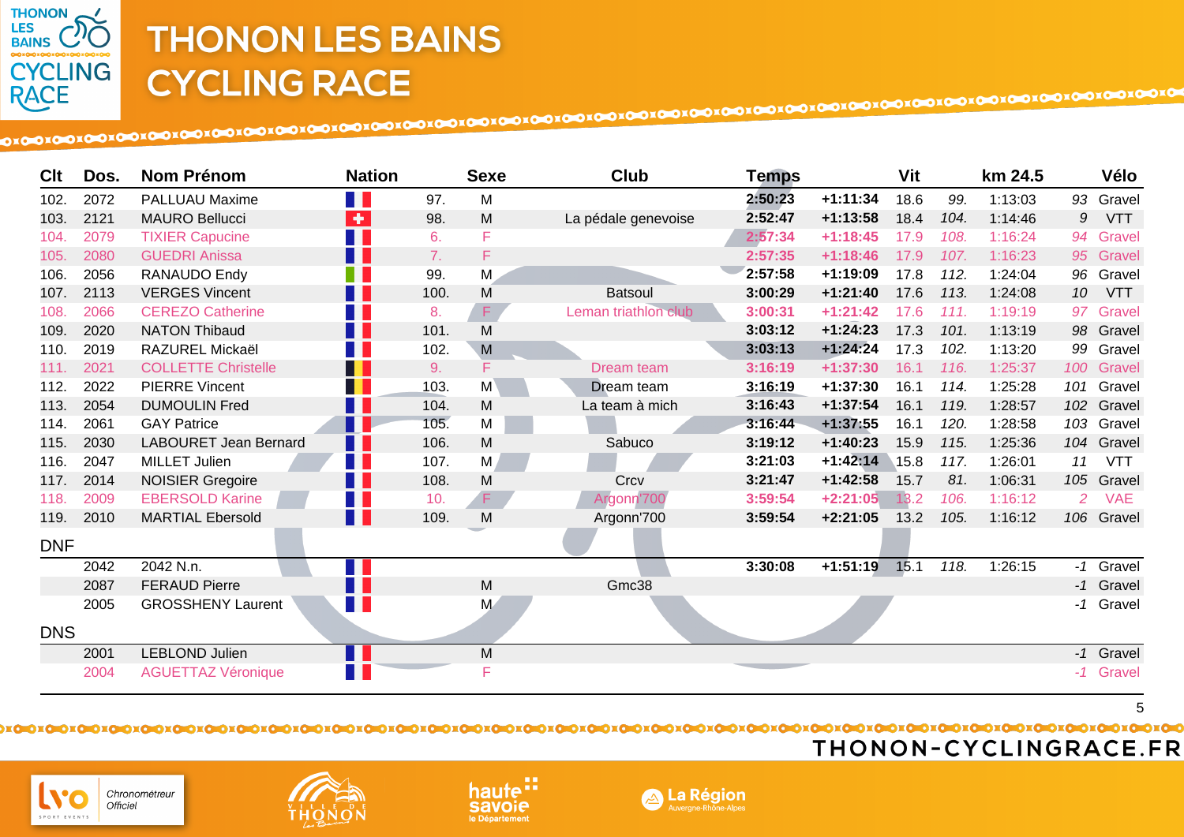# THONON LES BAINS CYCLING RACE

| Clt | Dos. | Nom Prénom | Nation | | Sexe | Club | Temps | | Vit | | km 24.5 | | Vélo |
|---|---|---|---|---|---|---|---|---|---|---|---|---|---|
| 102. | 2072 | PALLUAU Maxime | | 97. | M | | 2:50:23 | +1:11:34 | 18.6 | 99. | 1:13:03 | 93 | Gravel |
| 103. | 2121 | MAURO Bellucci | | 98. | M | La pédale genevoise | 2:52:47 | +1:13:58 | 18.4 | 104. | 1:14:46 | 9 | VTT |
| 104. | 2079 | TIXIER Capucine | | 6. | F | | 2:57:34 | +1:18:45 | 17.9 | 108. | 1:16:24 | 94 | Gravel |
| 105. | 2080 | GUEDRI Anissa | | 7. | F | | 2:57:35 | +1:18:46 | 17.9 | 107. | 1:16:23 | 95 | Gravel |
| 106. | 2056 | RANAUDO Endy | | 99. | M | | 2:57:58 | +1:19:09 | 17.8 | 112. | 1:24:04 | 96 | Gravel |
| 107. | 2113 | VERGES Vincent | | 100. | M | Batsoul | 3:00:29 | +1:21:40 | 17.6 | 113. | 1:24:08 | 10 | VTT |
| 108. | 2066 | CEREZO Catherine | | 8. | F | Leman triathlon club | 3:00:31 | +1:21:42 | 17.6 | 111. | 1:19:19 | 97 | Gravel |
| 109. | 2020 | NATON Thibaud | | 101. | M | | 3:03:12 | +1:24:23 | 17.3 | 101. | 1:13:19 | 98 | Gravel |
| 110. | 2019 | RAZUREL Mickaël | | 102. | M | | 3:03:13 | +1:24:24 | 17.3 | 102. | 1:13:20 | 99 | Gravel |
| 111. | 2021 | COLLETTE Christelle | | 9. | F | Dream team | 3:16:19 | +1:37:30 | 16.1 | 116. | 1:25:37 | 100 | Gravel |
| 112. | 2022 | PIERRE Vincent | | 103. | M | Dream team | 3:16:19 | +1:37:30 | 16.1 | 114. | 1:25:28 | 101 | Gravel |
| 113. | 2054 | DUMOULIN Fred | | 104. | M | La team à mich | 3:16:43 | +1:37:54 | 16.1 | 119. | 1:28:57 | 102 | Gravel |
| 114. | 2061 | GAY Patrice | | 105. | M | | 3:16:44 | +1:37:55 | 16.1 | 120. | 1:28:58 | 103 | Gravel |
| 115. | 2030 | LABOURET Jean Bernard | | 106. | M | Sabuco | 3:19:12 | +1:40:23 | 15.9 | 115. | 1:25:36 | 104 | Gravel |
| 116. | 2047 | MILLET Julien | | 107. | M | | 3:21:03 | +1:42:14 | 15.8 | 117. | 1:26:01 | 11 | VTT |
| 117. | 2014 | NOISIER Gregoire | | 108. | M | Crcv | 3:21:47 | +1:42:58 | 15.7 | 81. | 1:06:31 | 105 | Gravel |
| 118. | 2009 | EBERSOLD Karine | | 10. | F | Argonn'700 | 3:59:54 | +2:21:05 | 13.2 | 106. | 1:16:12 | 2 | VAE |
| 119. | 2010 | MARTIAL Ebersold | | 109. | M | Argonn'700 | 3:59:54 | +2:21:05 | 13.2 | 105. | 1:16:12 | 106 | Gravel |

## DNF

| Clt | Dos. | Nom Prénom | Nation | | Sexe | Club | Temps | | Vit | | km 24.5 | | Vélo |
|---|---|---|---|---|---|---|---|---|---|---|---|---|---|
| | 2042 | 2042 N.n. | | | | | 3:30:08 | +1:51:19 | 15.1 | 118. | 1:26:15 | -1 | Gravel |
| | 2087 | FERAUD Pierre | | | M | Gmc38 | | | | | | -1 | Gravel |
| | 2005 | GROSSHENY Laurent | | | M | | | | | | | -1 | Gravel |

## DNS

| Clt | Dos. | Nom Prénom | Nation | | Sexe | Club | Temps | | Vit | | km 24.5 | | Vélo |
|---|---|---|---|---|---|---|---|---|---|---|---|---|---|
| | 2001 | LEBLOND Julien | | | M | | | | | | | -1 | Gravel |
| | 2004 | AGUETTAZ Véronique | | | F | | | | | | | -1 | Gravel |

THONON-CYCLINGRACE.FR

Chronométreur Officiel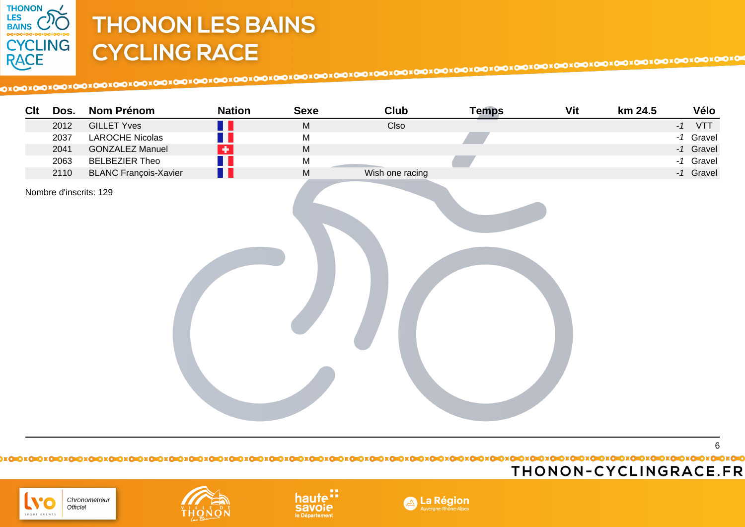| Clt | Dos. | Nom Prénom | Nation | Sexe | Club | Temps | Vit | km 24.5 | Vélo |
|---|---|---|---|---|---|---|---|---|---|
| | 2012 | GILLET Yves | | M | Clso | | | *-1* | VTT |
| | 2037 | LAROCHE Nicolas | | M | | | | *-1* | Gravel |
| | 2041 | GONZALEZ Manuel | | M | | | | *-1* | Gravel |
| | 2063 | BELBEZIER Theo | | M | | | | *-1* | Gravel |
| | 2110 | BLANC François-Xavier | | M | Wish one racing | | | *-1* | Gravel |

Nombre d'inscrits: 129